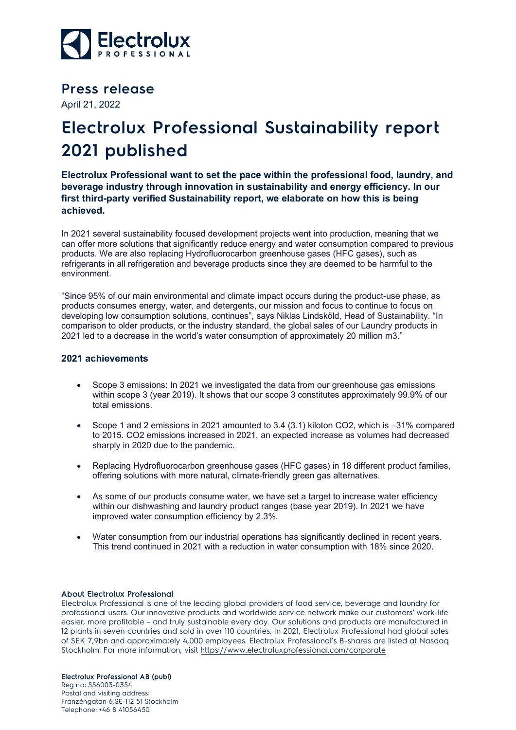Electrolux PROFESSIONAL

## Press release

April 21, 2022

# Electrolux Professional Sustainability report 2021 published

**Electrolux Professional want to set the pace within the professional food, laundry, and beverage industry through innovation in sustainability and energy efficiency. In our first third-party verified Sustainability report, we elaborate on how this is being achieved.**

In 2021 several sustainability focused development projects went into production, meaning that we can offer more solutions that significantly reduce energy and water consumption compared to previous products. We are also replacing Hydrofluorocarbon greenhouse gases (HFC gases), such as refrigerants in all refrigeration and beverage products since they are deemed to be harmful to the environment.

"Since 95% of our main environmental and climate impact occurs during the product-use phase, as products consumes energy, water, and detergents, our mission and focus to continue to focus on developing low consumption solutions, continues", says Niklas Lindsköld, Head of Sustainability. "In comparison to older products, or the industry standard, the global sales of our Laundry products in 2021 led to a decrease in the world's water consumption of approximately 20 million m3."

### 2021 achievements

- Scope 3 emissions: In 2021 we investigated the data from our greenhouse gas emissions within scope 3 (year 2019). It shows that our scope 3 constitutes approximately 99.9% of our total emissions.
- Scope 1 and 2 emissions in 2021 amounted to 3.4 (3.1) kiloton $CO_2$, which is –31% compared to 2015. $CO_2$ emissions increased in 2021, an expected increase as volumes had decreased sharply in 2020 due to the pandemic.
- Replacing Hydrofluorocarbon greenhouse gases (HFC gases) in 18 different product families, offering solutions with more natural, climate-friendly green gas alternatives.
- As some of our products consume water, we have set a target to increase water efficiency within our dishwashing and laundry product ranges (base year 2019). In 2021 we have improved water consumption efficiency by 2.3%.
- Water consumption from our industrial operations has significantly declined in recent years. This trend continued in 2021 with a reduction in water consumption with 18% since 2020.

#### About Electrolux Professional

Electrolux Professional is one of the leading global providers of food service, beverage and laundry for professional users. Our innovative products and worldwide service network make our customers' work-life easier, more profitable – and truly sustainable every day. Our solutions and products are manufactured in 12 plants in seven countries and sold in over 110 countries. In 2021, Electrolux Professional had global sales of SEK 7,9bn and approximately 4,000 employees. Electrolux Professional's B-shares are listed at Nasdaq Stockholm. For more information, visit https://www.electroluxprofessional.com/corporate

**Electrolux Professional AB (publ)**
Reg no: 556003-0354
Postal and visiting address:
Franzéngatan 6, SE-112 51 Stockholm
Telephone: +46 8 41056450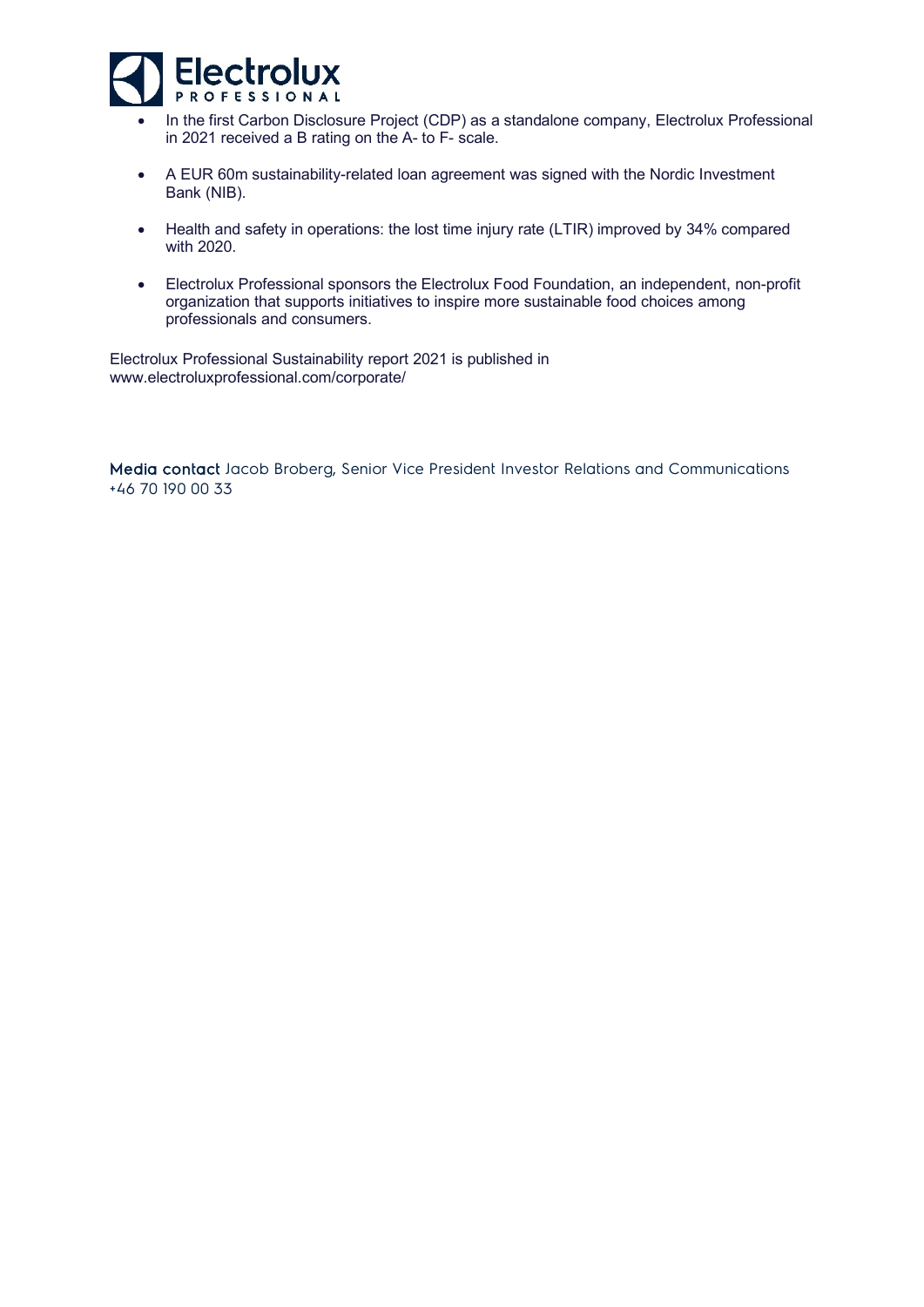- In the first Carbon Disclosure Project (CDP) as a standalone company, Electrolux Professional in 2021 received a B rating on the A- to F- scale.
- A EUR 60m sustainability-related loan agreement was signed with the Nordic Investment Bank (NIB).
- Health and safety in operations: the lost time injury rate (LTIR) improved by 34% compared with 2020.
- Electrolux Professional sponsors the Electrolux Food Foundation, an independent, non-profit organization that supports initiatives to inspire more sustainable food choices among professionals and consumers.

Electrolux Professional Sustainability report 2021 is published in www.electroluxprofessional.com/corporate/

**Media contact** Jacob Broberg, Senior Vice President Investor Relations and Communications +46 70 190 00 33